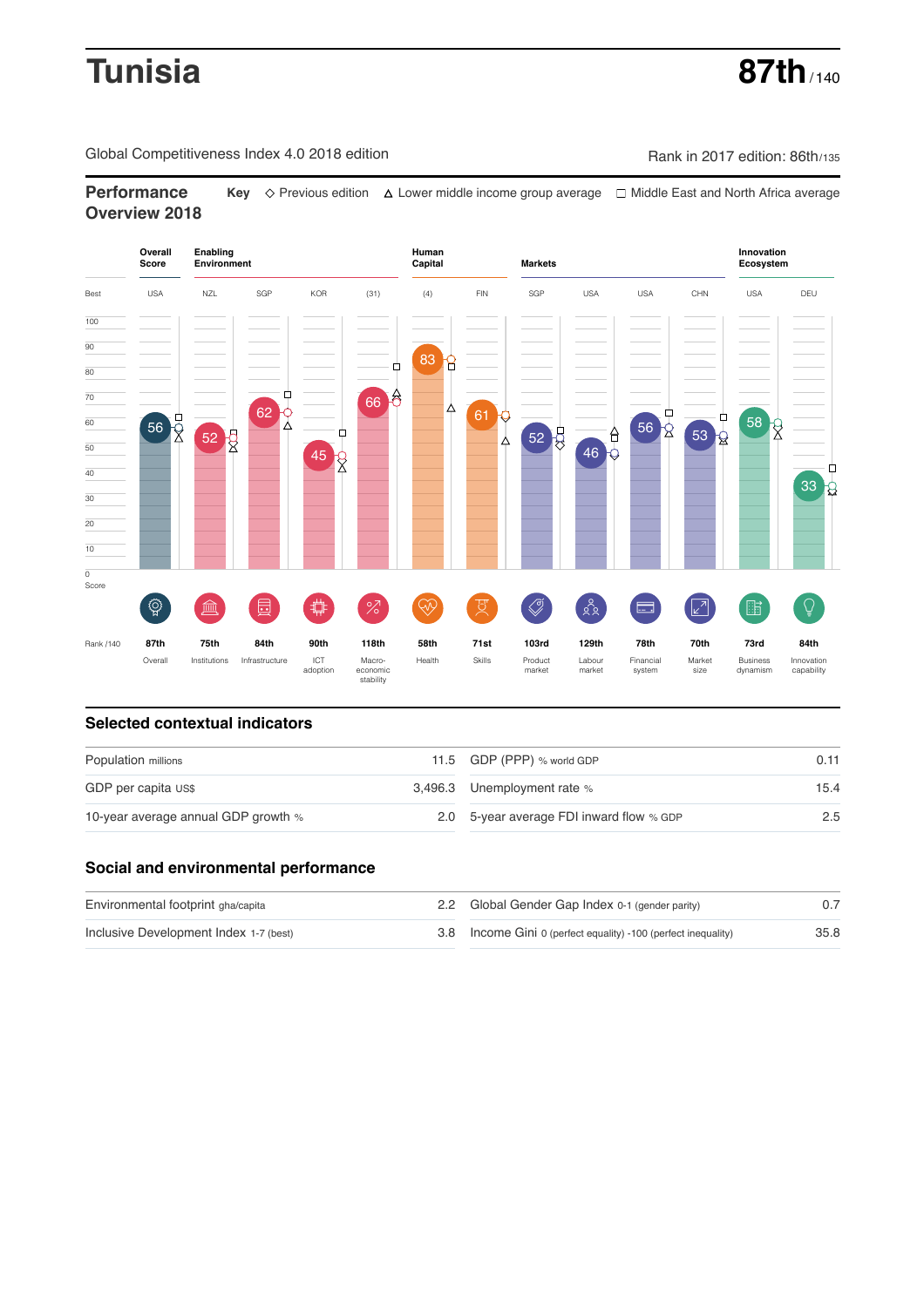# Tunisia

**87th** / 140

Global Competitiveness Index 4.0 2018 edition

Rank in 2017 edition: 86th/135

## Performance Overview 2018

**Key** ◇ Previous edition △ Lower middle income group average □ Middle East and North Africa average

| | Overall Score | Enabling Environment | | | | Human Capital | | Markets | | | | Innovation Ecosystem | |
|---|---|---|---|---|---|---|---|---|---|---|---|---|---|
| Best | USA | NZL | SGP | KOR | (31) | (4) | FIN | SGP | USA | USA | CHN | USA | DEU |
| Score | 56 | 52 | 62 | 45 | 66 | 83 | 61 | 52 | 46 | 56 | 53 | 58 | 33 |
| Rank /140 | 87th | 75th | 84th | 90th | 118th | 58th | 71st | 103rd | 129th | 78th | 70th | 73rd | 84th |
| | Overall | Institutions | Infrastructure | ICT adoption | Macro-economic stability | Health | Skills | Product market | Labour market | Financial system | Market size | Business dynamism | Innovation capability |

## Selected contextual indicators

| | | | |
|---|---|---|---|
| Population millions | 11.5 | GDP (PPP) % world GDP | 0.11 |
| GDP per capita US$ | 3,496.3 | Unemployment rate % | 15.4 |
| 10-year average annual GDP growth % | 2.0 | 5-year average FDI inward flow % GDP | 2.5 |

## Social and environmental performance

| | | | |
|---|---|---|---|
| Environmental footprint gha/capita | 2.2 | Global Gender Gap Index 0-1 (gender parity) | 0.7 |
| Inclusive Development Index 1-7 (best) | 3.8 | Income Gini 0 (perfect equality) -100 (perfect inequality) | 35.8 |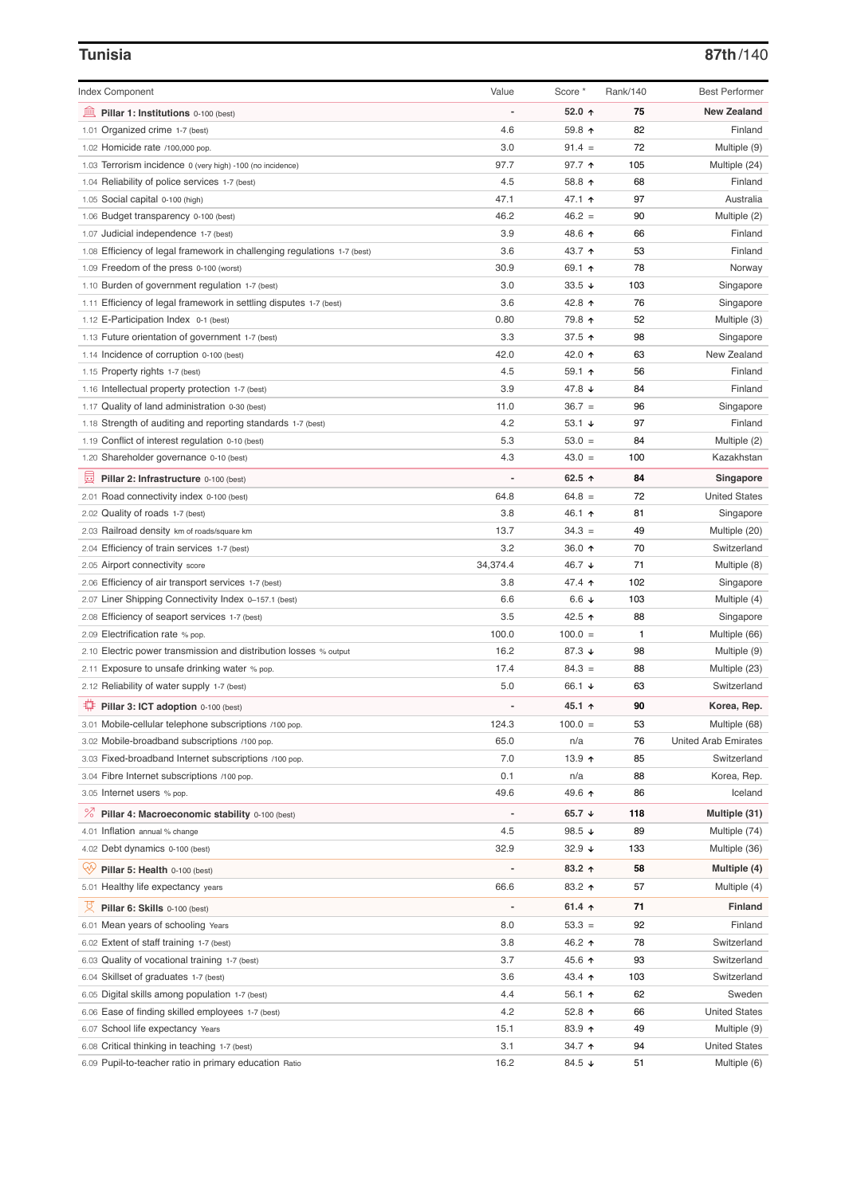## Tunisia

**87th/140**

| Index Component | Value | Score * | Rank/140 | Best Performer |
|---|---|---|---|---|
| **Pillar 1: Institutions** 0-100 (best) | - | **52.0 ↑** | **75** | **New Zealand** |
| 1.01 Organized crime 1-7 (best) | 4.6 | 59.8 ↑ | 82 | Finland |
| 1.02 Homicide rate /100,000 pop. | 3.0 | 91.4 = | 72 | Multiple (9) |
| 1.03 Terrorism incidence 0 (very high) -100 (no incidence) | 97.7 | 97.7 ↑ | 105 | Multiple (24) |
| 1.04 Reliability of police services 1-7 (best) | 4.5 | 58.8 ↑ | 68 | Finland |
| 1.05 Social capital 0-100 (high) | 47.1 | 47.1 ↑ | 97 | Australia |
| 1.06 Budget transparency 0-100 (best) | 46.2 | 46.2 = | 90 | Multiple (2) |
| 1.07 Judicial independence 1-7 (best) | 3.9 | 48.6 ↑ | 66 | Finland |
| 1.08 Efficiency of legal framework in challenging regulations 1-7 (best) | 3.6 | 43.7 ↑ | 53 | Finland |
| 1.09 Freedom of the press 0-100 (worst) | 30.9 | 69.1 ↑ | 78 | Norway |
| 1.10 Burden of government regulation 1-7 (best) | 3.0 | 33.5 ↓ | 103 | Singapore |
| 1.11 Efficiency of legal framework in settling disputes 1-7 (best) | 3.6 | 42.8 ↑ | 76 | Singapore |
| 1.12 E-Participation Index 0-1 (best) | 0.80 | 79.8 ↑ | 52 | Multiple (3) |
| 1.13 Future orientation of government 1-7 (best) | 3.3 | 37.5 ↑ | 98 | Singapore |
| 1.14 Incidence of corruption 0-100 (best) | 42.0 | 42.0 ↑ | 63 | New Zealand |
| 1.15 Property rights 1-7 (best) | 4.5 | 59.1 ↑ | 56 | Finland |
| 1.16 Intellectual property protection 1-7 (best) | 3.9 | 47.8 ↓ | 84 | Finland |
| 1.17 Quality of land administration 0-30 (best) | 11.0 | 36.7 = | 96 | Singapore |
| 1.18 Strength of auditing and reporting standards 1-7 (best) | 4.2 | 53.1 ↓ | 97 | Finland |
| 1.19 Conflict of interest regulation 0-10 (best) | 5.3 | 53.0 = | 84 | Multiple (2) |
| 1.20 Shareholder governance 0-10 (best) | 4.3 | 43.0 = | 100 | Kazakhstan |
| **Pillar 2: Infrastructure** 0-100 (best) | - | **62.5 ↑** | **84** | **Singapore** |
| 2.01 Road connectivity index 0-100 (best) | 64.8 | 64.8 = | 72 | United States |
| 2.02 Quality of roads 1-7 (best) | 3.8 | 46.1 ↑ | 81 | Singapore |
| 2.03 Railroad density km of roads/square km | 13.7 | 34.3 = | 49 | Multiple (20) |
| 2.04 Efficiency of train services 1-7 (best) | 3.2 | 36.0 ↑ | 70 | Switzerland |
| 2.05 Airport connectivity score | 34,374.4 | 46.7 ↓ | 71 | Multiple (8) |
| 2.06 Efficiency of air transport services 1-7 (best) | 3.8 | 47.4 ↑ | 102 | Singapore |
| 2.07 Liner Shipping Connectivity Index 0–157.1 (best) | 6.6 | 6.6 ↓ | 103 | Multiple (4) |
| 2.08 Efficiency of seaport services 1-7 (best) | 3.5 | 42.5 ↑ | 88 | Singapore |
| 2.09 Electrification rate % pop. | 100.0 | 100.0 = | 1 | Multiple (66) |
| 2.10 Electric power transmission and distribution losses % output | 16.2 | 87.3 ↓ | 98 | Multiple (9) |
| 2.11 Exposure to unsafe drinking water % pop. | 17.4 | 84.3 = | 88 | Multiple (23) |
| 2.12 Reliability of water supply 1-7 (best) | 5.0 | 66.1 ↓ | 63 | Switzerland |
| **Pillar 3: ICT adoption** 0-100 (best) | - | **45.1 ↑** | **90** | **Korea, Rep.** |
| 3.01 Mobile-cellular telephone subscriptions /100 pop. | 124.3 | 100.0 = | 53 | Multiple (68) |
| 3.02 Mobile-broadband subscriptions /100 pop. | 65.0 | n/a | 76 | United Arab Emirates |
| 3.03 Fixed-broadband Internet subscriptions /100 pop. | 7.0 | 13.9 ↑ | 85 | Switzerland |
| 3.04 Fibre Internet subscriptions /100 pop. | 0.1 | n/a | 88 | Korea, Rep. |
| 3.05 Internet users % pop. | 49.6 | 49.6 ↑ | 86 | Iceland |
| **Pillar 4: Macroeconomic stability** 0-100 (best) | - | **65.7 ↓** | **118** | **Multiple (31)** |
| 4.01 Inflation annual % change | 4.5 | 98.5 ↓ | 89 | Multiple (74) |
| 4.02 Debt dynamics 0-100 (best) | 32.9 | 32.9 ↓ | 133 | Multiple (36) |
| **Pillar 5: Health** 0-100 (best) | - | **83.2 ↑** | **58** | **Multiple (4)** |
| 5.01 Healthy life expectancy years | 66.6 | 83.2 ↑ | 57 | Multiple (4) |
| **Pillar 6: Skills** 0-100 (best) | - | **61.4 ↑** | **71** | **Finland** |
| 6.01 Mean years of schooling Years | 8.0 | 53.3 = | 92 | Finland |
| 6.02 Extent of staff training 1-7 (best) | 3.8 | 46.2 ↑ | 78 | Switzerland |
| 6.03 Quality of vocational training 1-7 (best) | 3.7 | 45.6 ↑ | 93 | Switzerland |
| 6.04 Skillset of graduates 1-7 (best) | 3.6 | 43.4 ↑ | 103 | Switzerland |
| 6.05 Digital skills among population 1-7 (best) | 4.4 | 56.1 ↑ | 62 | Sweden |
| 6.06 Ease of finding skilled employees 1-7 (best) | 4.2 | 52.8 ↑ | 66 | United States |
| 6.07 School life expectancy Years | 15.1 | 83.9 ↑ | 49 | Multiple (9) |
| 6.08 Critical thinking in teaching 1-7 (best) | 3.1 | 34.7 ↑ | 94 | United States |
| 6.09 Pupil-to-teacher ratio in primary education Ratio | 16.2 | 84.5 ↓ | 51 | Multiple (6) |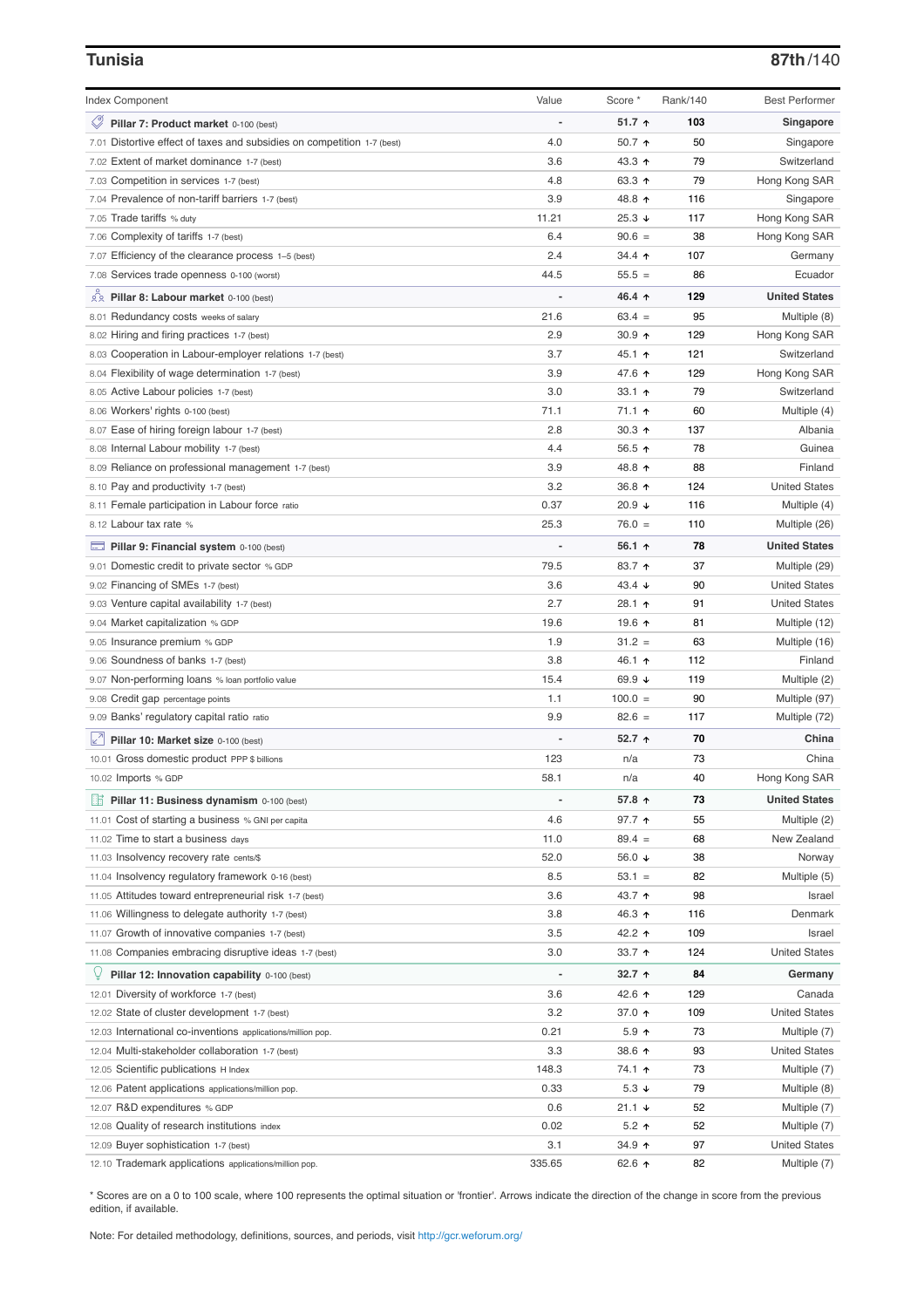## Tunisia **87th**/140

| Index Component | Value | Score * | Rank/140 | Best Performer |
|---|---|---|---|---|
| **Pillar 7: Product market** 0-100 (best) | - | **51.7 ↑** | **103** | **Singapore** |
| 7.01 Distortive effect of taxes and subsidies on competition 1-7 (best) | 4.0 | 50.7 ↑ | 50 | Singapore |
| 7.02 Extent of market dominance 1-7 (best) | 3.6 | 43.3 ↑ | 79 | Switzerland |
| 7.03 Competition in services 1-7 (best) | 4.8 | 63.3 ↑ | 79 | Hong Kong SAR |
| 7.04 Prevalence of non-tariff barriers 1-7 (best) | 3.9 | 48.8 ↑ | 116 | Singapore |
| 7.05 Trade tariffs % duty | 11.21 | 25.3 ↓ | 117 | Hong Kong SAR |
| 7.06 Complexity of tariffs 1-7 (best) | 6.4 | 90.6 = | 38 | Hong Kong SAR |
| 7.07 Efficiency of the clearance process 1–5 (best) | 2.4 | 34.4 ↑ | 107 | Germany |
| 7.08 Services trade openness 0-100 (worst) | 44.5 | 55.5 = | 86 | Ecuador |
| **Pillar 8: Labour market** 0-100 (best) | - | **46.4 ↑** | **129** | **United States** |
| 8.01 Redundancy costs weeks of salary | 21.6 | 63.4 = | 95 | Multiple (8) |
| 8.02 Hiring and firing practices 1-7 (best) | 2.9 | 30.9 ↑ | 129 | Hong Kong SAR |
| 8.03 Cooperation in Labour-employer relations 1-7 (best) | 3.7 | 45.1 ↑ | 121 | Switzerland |
| 8.04 Flexibility of wage determination 1-7 (best) | 3.9 | 47.6 ↑ | 129 | Hong Kong SAR |
| 8.05 Active Labour policies 1-7 (best) | 3.0 | 33.1 ↑ | 79 | Switzerland |
| 8.06 Workers' rights 0-100 (best) | 71.1 | 71.1 ↑ | 60 | Multiple (4) |
| 8.07 Ease of hiring foreign labour 1-7 (best) | 2.8 | 30.3 ↑ | 137 | Albania |
| 8.08 Internal Labour mobility 1-7 (best) | 4.4 | 56.5 ↑ | 78 | Guinea |
| 8.09 Reliance on professional management 1-7 (best) | 3.9 | 48.8 ↑ | 88 | Finland |
| 8.10 Pay and productivity 1-7 (best) | 3.2 | 36.8 ↑ | 124 | United States |
| 8.11 Female participation in Labour force ratio | 0.37 | 20.9 ↓ | 116 | Multiple (4) |
| 8.12 Labour tax rate % | 25.3 | 76.0 = | 110 | Multiple (26) |
| **Pillar 9: Financial system** 0-100 (best) | - | **56.1 ↑** | **78** | **United States** |
| 9.01 Domestic credit to private sector % GDP | 79.5 | 83.7 ↑ | 37 | Multiple (29) |
| 9.02 Financing of SMEs 1-7 (best) | 3.6 | 43.4 ↓ | 90 | United States |
| 9.03 Venture capital availability 1-7 (best) | 2.7 | 28.1 ↑ | 91 | United States |
| 9.04 Market capitalization % GDP | 19.6 | 19.6 ↑ | 81 | Multiple (12) |
| 9.05 Insurance premium % GDP | 1.9 | 31.2 = | 63 | Multiple (16) |
| 9.06 Soundness of banks 1-7 (best) | 3.8 | 46.1 ↑ | 112 | Finland |
| 9.07 Non-performing loans % loan portfolio value | 15.4 | 69.9 ↓ | 119 | Multiple (2) |
| 9.08 Credit gap percentage points | 1.1 | 100.0 = | 90 | Multiple (97) |
| 9.09 Banks' regulatory capital ratio ratio | 9.9 | 82.6 = | 117 | Multiple (72) |
| **Pillar 10: Market size** 0-100 (best) | - | **52.7 ↑** | **70** | **China** |
| 10.01 Gross domestic product PPP $ billions | 123 | n/a | 73 | China |
| 10.02 Imports % GDP | 58.1 | n/a | 40 | Hong Kong SAR |
| **Pillar 11: Business dynamism** 0-100 (best) | - | **57.8 ↑** | **73** | **United States** |
| 11.01 Cost of starting a business % GNI per capita | 4.6 | 97.7 ↑ | 55 | Multiple (2) |
| 11.02 Time to start a business days | 11.0 | 89.4 = | 68 | New Zealand |
| 11.03 Insolvency recovery rate cents/$ | 52.0 | 56.0 ↓ | 38 | Norway |
| 11.04 Insolvency regulatory framework 0-16 (best) | 8.5 | 53.1 = | 82 | Multiple (5) |
| 11.05 Attitudes toward entrepreneurial risk 1-7 (best) | 3.6 | 43.7 ↑ | 98 | Israel |
| 11.06 Willingness to delegate authority 1-7 (best) | 3.8 | 46.3 ↑ | 116 | Denmark |
| 11.07 Growth of innovative companies 1-7 (best) | 3.5 | 42.2 ↑ | 109 | Israel |
| 11.08 Companies embracing disruptive ideas 1-7 (best) | 3.0 | 33.7 ↑ | 124 | United States |
| **Pillar 12: Innovation capability** 0-100 (best) | - | **32.7 ↑** | **84** | **Germany** |
| 12.01 Diversity of workforce 1-7 (best) | 3.6 | 42.6 ↑ | 129 | Canada |
| 12.02 State of cluster development 1-7 (best) | 3.2 | 37.0 ↑ | 109 | United States |
| 12.03 International co-inventions applications/million pop. | 0.21 | 5.9 ↑ | 73 | Multiple (7) |
| 12.04 Multi-stakeholder collaboration 1-7 (best) | 3.3 | 38.6 ↑ | 93 | United States |
| 12.05 Scientific publications H Index | 148.3 | 74.1 ↑ | 73 | Multiple (7) |
| 12.06 Patent applications applications/million pop. | 0.33 | 5.3 ↓ | 79 | Multiple (8) |
| 12.07 R&D expenditures % GDP | 0.6 | 21.1 ↓ | 52 | Multiple (7) |
| 12.08 Quality of research institutions index | 0.02 | 5.2 ↑ | 52 | Multiple (7) |
| 12.09 Buyer sophistication 1-7 (best) | 3.1 | 34.9 ↑ | 97 | United States |
| 12.10 Trademark applications applications/million pop. | 335.65 | 62.6 ↑ | 82 | Multiple (7) |

* Scores are on a 0 to 100 scale, where 100 represents the optimal situation or 'frontier'. Arrows indicate the direction of the change in score from the previous edition, if available.

Note: For detailed methodology, definitions, sources, and periods, visit http://gcr.weforum.org/